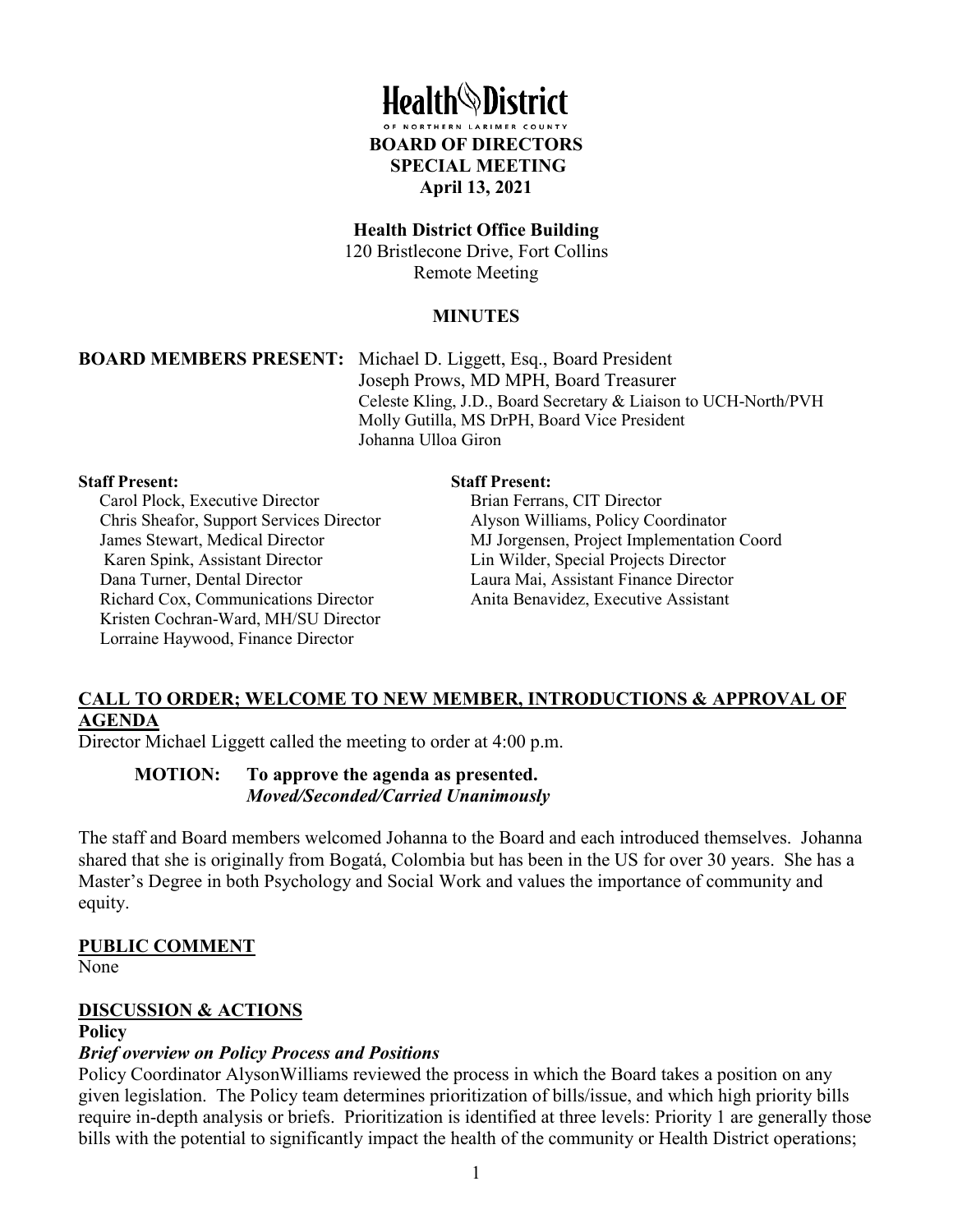# Health District

OF NORTHERN LARIMER COUNTY

**BOARD OF DIRECTORS**
**SPECIAL MEETING**
**April 13, 2021**

**Health District Office Building**
120 Bristlecone Drive, Fort Collins
Remote Meeting

**MINUTES**

**BOARD MEMBERS PRESENT:** Michael D. Liggett, Esq., Board President
Joseph Prows, MD MPH, Board Treasurer
Celeste Kling, J.D., Board Secretary & Liaison to UCH-North/PVH
Molly Gutilla, MS DrPH, Board Vice President
Johanna Ulloa Giron

**Staff Present:**
Carol Plock, Executive Director
Chris Sheafor, Support Services Director
James Stewart, Medical Director
Karen Spink, Assistant Director
Dana Turner, Dental Director
Richard Cox, Communications Director
Kristen Cochran-Ward, MH/SU Director
Lorraine Haywood, Finance Director

**Staff Present:**
Brian Ferrans, CIT Director
Alyson Williams, Policy Coordinator
MJ Jorgensen, Project Implementation Coord
Lin Wilder, Special Projects Director
Laura Mai, Assistant Finance Director
Anita Benavidez, Executive Assistant

## CALL TO ORDER; WELCOME TO NEW MEMBER, INTRODUCTIONS & APPROVAL OF AGENDA

Director Michael Liggett called the meeting to order at 4:00 p.m.

**MOTION: To approve the agenda as presented.**
***Moved/Seconded/Carried Unanimously***

The staff and Board members welcomed Johanna to the Board and each introduced themselves. Johanna shared that she is originally from Bogatá, Colombia but has been in the US for over 30 years. She has a Master's Degree in both Psychology and Social Work and values the importance of community and equity.

## PUBLIC COMMENT

None

## DISCUSSION & ACTIONS

**Policy**

***Brief overview on Policy Process and Positions***

Policy Coordinator AlysonWilliams reviewed the process in which the Board takes a position on any given legislation. The Policy team determines prioritization of bills/issue, and which high priority bills require in-depth analysis or briefs. Prioritization is identified at three levels: Priority 1 are generally those bills with the potential to significantly impact the health of the community or Health District operations;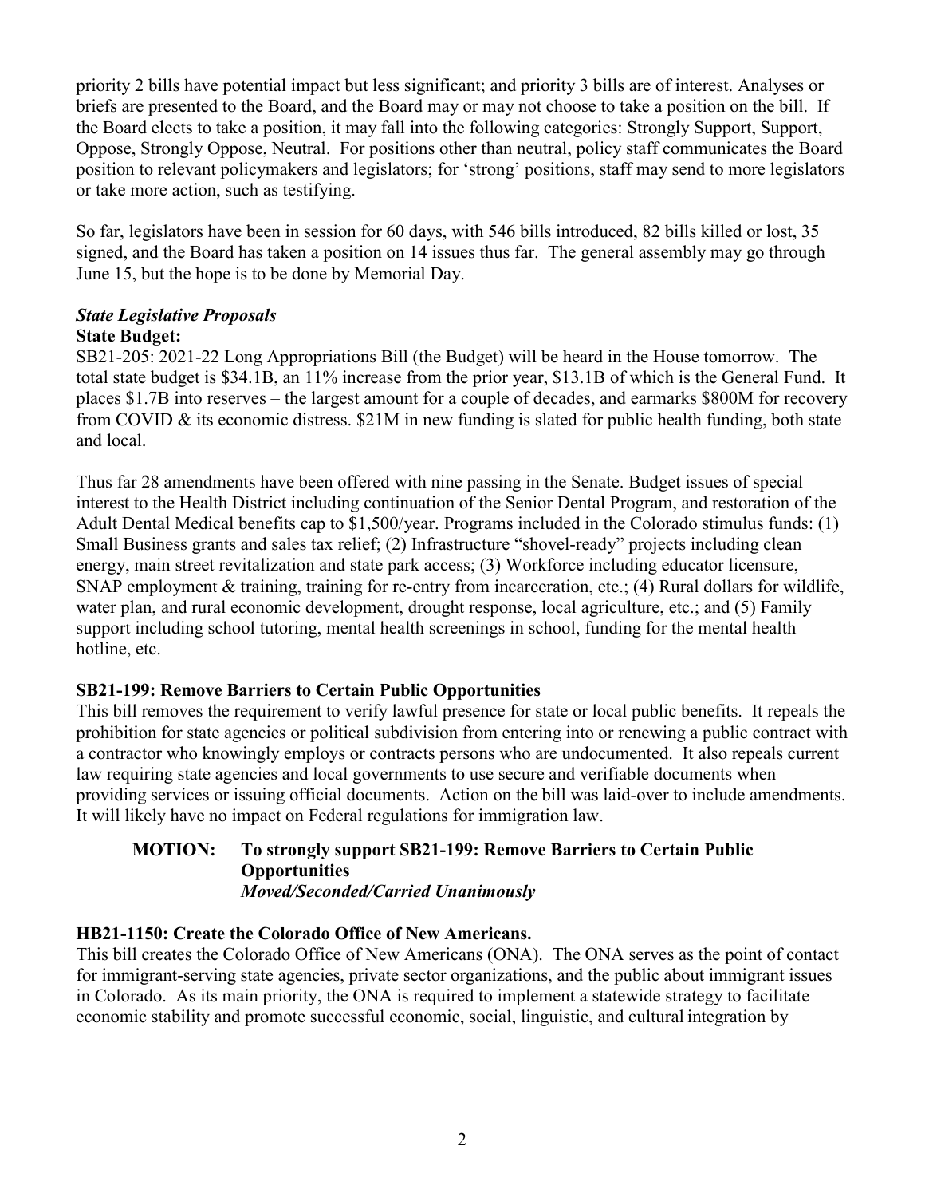priority 2 bills have potential impact but less significant; and priority 3 bills are of interest. Analyses or briefs are presented to the Board, and the Board may or may not choose to take a position on the bill. If the Board elects to take a position, it may fall into the following categories: Strongly Support, Support, Oppose, Strongly Oppose, Neutral. For positions other than neutral, policy staff communicates the Board position to relevant policymakers and legislators; for 'strong' positions, staff may send to more legislators or take more action, such as testifying.

So far, legislators have been in session for 60 days, with 546 bills introduced, 82 bills killed or lost, 35 signed, and the Board has taken a position on 14 issues thus far. The general assembly may go through June 15, but the hope is to be done by Memorial Day.

***State Legislative Proposals***

**State Budget:**

SB21-205: 2021-22 Long Appropriations Bill (the Budget) will be heard in the House tomorrow. The total state budget is $34.1B, an 11% increase from the prior year, $13.1B of which is the General Fund. It places $1.7B into reserves – the largest amount for a couple of decades, and earmarks $800M for recovery from COVID & its economic distress. $21M in new funding is slated for public health funding, both state and local.

Thus far 28 amendments have been offered with nine passing in the Senate. Budget issues of special interest to the Health District including continuation of the Senior Dental Program, and restoration of the Adult Dental Medical benefits cap to $1,500/year. Programs included in the Colorado stimulus funds: (1) Small Business grants and sales tax relief; (2) Infrastructure "shovel-ready" projects including clean energy, main street revitalization and state park access; (3) Workforce including educator licensure, SNAP employment & training, training for re-entry from incarceration, etc.; (4) Rural dollars for wildlife, water plan, and rural economic development, drought response, local agriculture, etc.; and (5) Family support including school tutoring, mental health screenings in school, funding for the mental health hotline, etc.

**SB21-199: Remove Barriers to Certain Public Opportunities**

This bill removes the requirement to verify lawful presence for state or local public benefits. It repeals the prohibition for state agencies or political subdivision from entering into or renewing a public contract with a contractor who knowingly employs or contracts persons who are undocumented. It also repeals current law requiring state agencies and local governments to use secure and verifiable documents when providing services or issuing official documents. Action on the bill was laid-over to include amendments. It will likely have no impact on Federal regulations for immigration law.

> **MOTION: To strongly support SB21-199: Remove Barriers to Certain Public Opportunities**
> ***Moved/Seconded/Carried Unanimously***

**HB21-1150: Create the Colorado Office of New Americans.**

This bill creates the Colorado Office of New Americans (ONA). The ONA serves as the point of contact for immigrant-serving state agencies, private sector organizations, and the public about immigrant issues in Colorado. As its main priority, the ONA is required to implement a statewide strategy to facilitate economic stability and promote successful economic, social, linguistic, and cultural integration by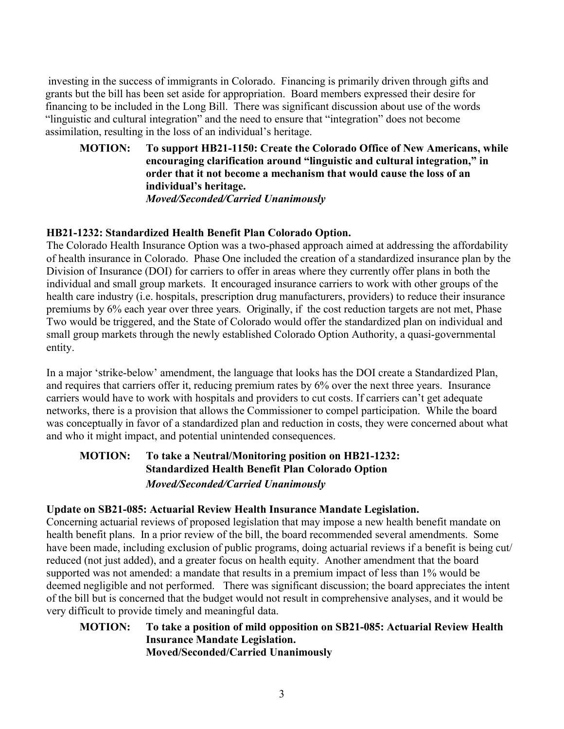investing in the success of immigrants in Colorado. Financing is primarily driven through gifts and grants but the bill has been set aside for appropriation. Board members expressed their desire for financing to be included in the Long Bill. There was significant discussion about use of the words "linguistic and cultural integration" and the need to ensure that "integration" does not become assimilation, resulting in the loss of an individual's heritage.

**MOTION: To support HB21-1150: Create the Colorado Office of New Americans, while encouraging clarification around "linguistic and cultural integration," in order that it not become a mechanism that would cause the loss of an individual's heritage.**
***Moved/Seconded/Carried Unanimously***

**HB21-1232: Standardized Health Benefit Plan Colorado Option.**

The Colorado Health Insurance Option was a two-phased approach aimed at addressing the affordability of health insurance in Colorado. Phase One included the creation of a standardized insurance plan by the Division of Insurance (DOI) for carriers to offer in areas where they currently offer plans in both the individual and small group markets. It encouraged insurance carriers to work with other groups of the health care industry (i.e. hospitals, prescription drug manufacturers, providers) to reduce their insurance premiums by 6% each year over three years. Originally, if the cost reduction targets are not met, Phase Two would be triggered, and the State of Colorado would offer the standardized plan on individual and small group markets through the newly established Colorado Option Authority, a quasi-governmental entity.

In a major 'strike-below' amendment, the language that looks has the DOI create a Standardized Plan, and requires that carriers offer it, reducing premium rates by 6% over the next three years. Insurance carriers would have to work with hospitals and providers to cut costs. If carriers can't get adequate networks, there is a provision that allows the Commissioner to compel participation. While the board was conceptually in favor of a standardized plan and reduction in costs, they were concerned about what and who it might impact, and potential unintended consequences.

**MOTION: To take a Neutral/Monitoring position on HB21-1232: Standardized Health Benefit Plan Colorado Option**
***Moved/Seconded/Carried Unanimously***

**Update on SB21-085: Actuarial Review Health Insurance Mandate Legislation.**

Concerning actuarial reviews of proposed legislation that may impose a new health benefit mandate on health benefit plans. In a prior review of the bill, the board recommended several amendments. Some have been made, including exclusion of public programs, doing actuarial reviews if a benefit is being cut/ reduced (not just added), and a greater focus on health equity. Another amendment that the board supported was not amended: a mandate that results in a premium impact of less than 1% would be deemed negligible and not performed. There was significant discussion; the board appreciates the intent of the bill but is concerned that the budget would not result in comprehensive analyses, and it would be very difficult to provide timely and meaningful data.

**MOTION: To take a position of mild opposition on SB21-085: Actuarial Review Health Insurance Mandate Legislation.**
**Moved/Seconded/Carried Unanimously**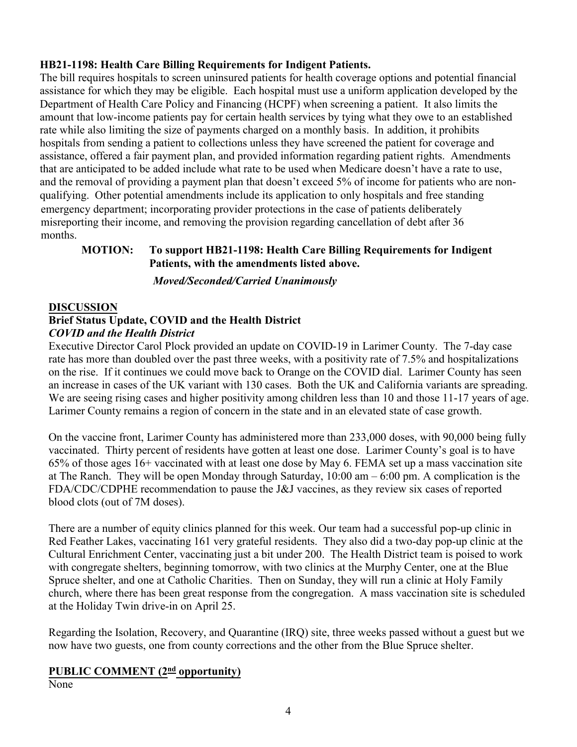**HB21-1198: Health Care Billing Requirements for Indigent Patients.**

The bill requires hospitals to screen uninsured patients for health coverage options and potential financial assistance for which they may be eligible. Each hospital must use a uniform application developed by the Department of Health Care Policy and Financing (HCPF) when screening a patient. It also limits the amount that low-income patients pay for certain health services by tying what they owe to an established rate while also limiting the size of payments charged on a monthly basis. In addition, it prohibits hospitals from sending a patient to collections unless they have screened the patient for coverage and assistance, offered a fair payment plan, and provided information regarding patient rights. Amendments that are anticipated to be added include what rate to be used when Medicare doesn't have a rate to use, and the removal of providing a payment plan that doesn't exceed 5% of income for patients who are non-qualifying. Other potential amendments include its application to only hospitals and free standing emergency department; incorporating provider protections in the case of patients deliberately misreporting their income, and removing the provision regarding cancellation of debt after 36 months.

**MOTION: To support HB21-1198: Health Care Billing Requirements for Indigent Patients, with the amendments listed above.**

***Moved/Seconded/Carried Unanimously***

## DISCUSSION

### Brief Status Update, COVID and the Health District

***COVID and the Health District***

Executive Director Carol Plock provided an update on COVID-19 in Larimer County. The 7-day case rate has more than doubled over the past three weeks, with a positivity rate of 7.5% and hospitalizations on the rise. If it continues we could move back to Orange on the COVID dial. Larimer County has seen an increase in cases of the UK variant with 130 cases. Both the UK and California variants are spreading. We are seeing rising cases and higher positivity among children less than 10 and those 11-17 years of age. Larimer County remains a region of concern in the state and in an elevated state of case growth.

On the vaccine front, Larimer County has administered more than 233,000 doses, with 90,000 being fully vaccinated. Thirty percent of residents have gotten at least one dose. Larimer County's goal is to have 65% of those ages 16+ vaccinated with at least one dose by May 6. FEMA set up a mass vaccination site at The Ranch. They will be open Monday through Saturday, 10:00 am – 6:00 pm. A complication is the FDA/CDC/CDPHE recommendation to pause the J&J vaccines, as they review six cases of reported blood clots (out of 7M doses).

There are a number of equity clinics planned for this week. Our team had a successful pop-up clinic in Red Feather Lakes, vaccinating 161 very grateful residents. They also did a two-day pop-up clinic at the Cultural Enrichment Center, vaccinating just a bit under 200. The Health District team is poised to work with congregate shelters, beginning tomorrow, with two clinics at the Murphy Center, one at the Blue Spruce shelter, and one at Catholic Charities. Then on Sunday, they will run a clinic at Holy Family church, where there has been great response from the congregation. A mass vaccination site is scheduled at the Holiday Twin drive-in on April 25.

Regarding the Isolation, Recovery, and Quarantine (IRQ) site, three weeks passed without a guest but we now have two guests, one from county corrections and the other from the Blue Spruce shelter.

## PUBLIC COMMENT (2nd opportunity)

None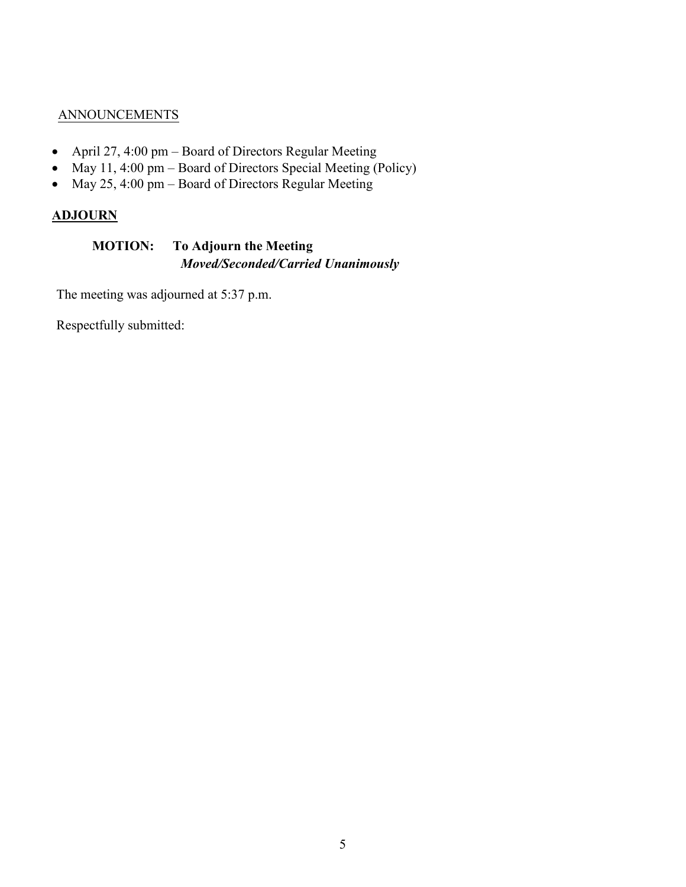ANNOUNCEMENTS

- April 27, 4:00 pm – Board of Directors Regular Meeting
- May 11, 4:00 pm – Board of Directors Special Meeting (Policy)
- May 25, 4:00 pm – Board of Directors Regular Meeting

**ADJOURN**

**MOTION: To Adjourn the Meeting**
***Moved/Seconded/Carried Unanimously***

The meeting was adjourned at 5:37 p.m.

Respectfully submitted: